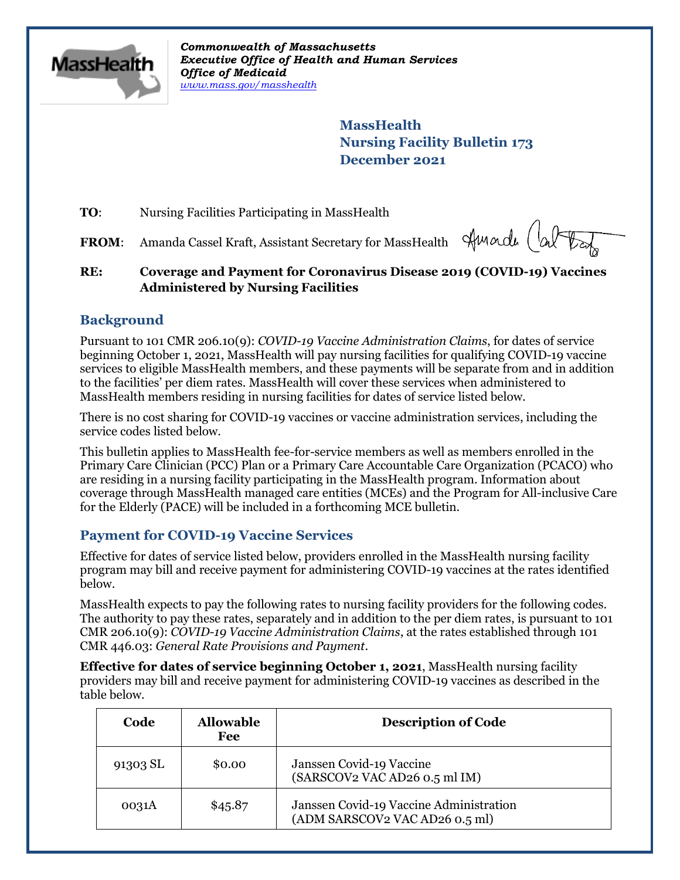*Commonwealth of Massachusetts*
*Executive Office of Health and Human Services*
*Office of Medicaid*
*www.mass.gov/masshealth*

**MassHealth**
**Nursing Facility Bulletin 173**
**December 2021**

**TO**: Nursing Facilities Participating in MassHealth

**FROM**: Amanda Cassel Kraft, Assistant Secretary for MassHealth

**RE: Coverage and Payment for Coronavirus Disease 2019 (COVID-19) Vaccines Administered by Nursing Facilities**

## Background

Pursuant to 101 CMR 206.10(9): *COVID-19 Vaccine Administration Claims*, for dates of service beginning October 1, 2021, MassHealth will pay nursing facilities for qualifying COVID-19 vaccine services to eligible MassHealth members, and these payments will be separate from and in addition to the facilities' per diem rates. MassHealth will cover these services when administered to MassHealth members residing in nursing facilities for dates of service listed below.

There is no cost sharing for COVID-19 vaccines or vaccine administration services, including the service codes listed below.

This bulletin applies to MassHealth fee-for-service members as well as members enrolled in the Primary Care Clinician (PCC) Plan or a Primary Care Accountable Care Organization (PCACO) who are residing in a nursing facility participating in the MassHealth program. Information about coverage through MassHealth managed care entities (MCEs) and the Program for All-inclusive Care for the Elderly (PACE) will be included in a forthcoming MCE bulletin.

## Payment for COVID-19 Vaccine Services

Effective for dates of service listed below, providers enrolled in the MassHealth nursing facility program may bill and receive payment for administering COVID-19 vaccines at the rates identified below.

MassHealth expects to pay the following rates to nursing facility providers for the following codes. The authority to pay these rates, separately and in addition to the per diem rates, is pursuant to 101 CMR 206.10(9): *COVID-19 Vaccine Administration Claims*, at the rates established through 101 CMR 446.03: *General Rate Provisions and Payment*.

**Effective for dates of service beginning October 1, 2021**, MassHealth nursing facility providers may bill and receive payment for administering COVID-19 vaccines as described in the table below.

| Code | Allowable Fee | Description of Code |
|---|---|---|
| 91303 SL | $0.00 | Janssen Covid-19 Vaccine (SARSCOV2 VAC AD26 0.5 ml IM) |
| 0031A | $45.87 | Janssen Covid-19 Vaccine Administration (ADM SARSCOV2 VAC AD26 0.5 ml) |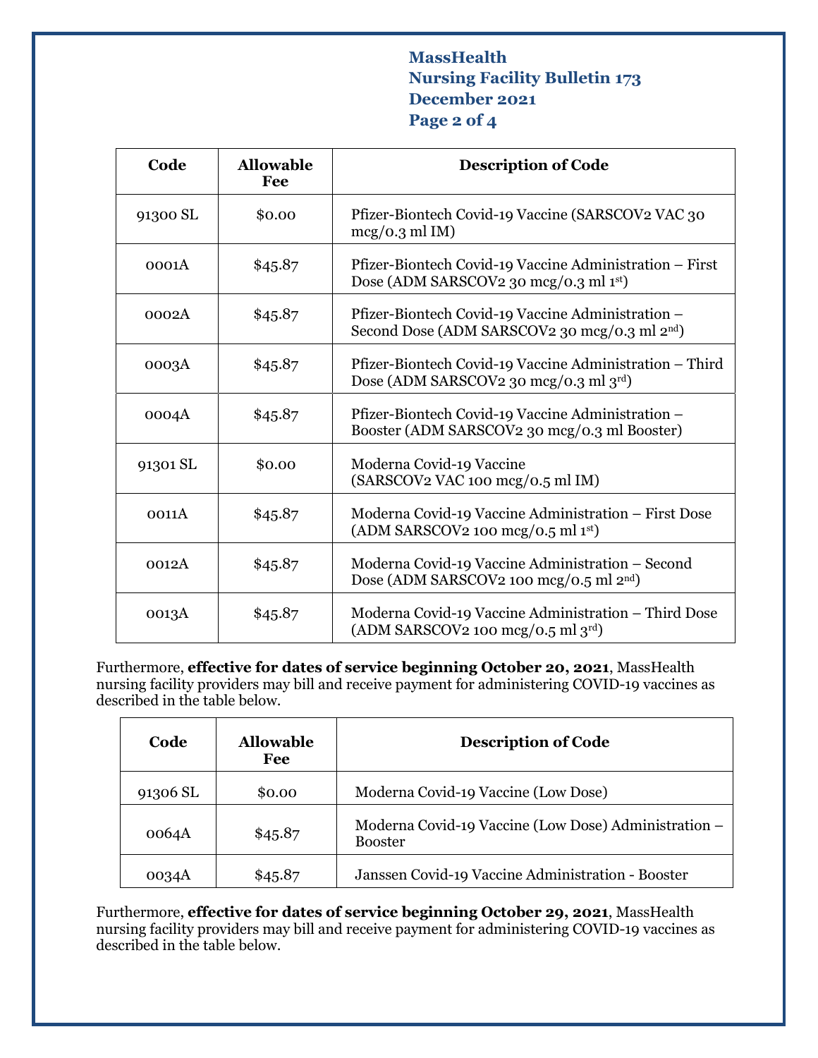| Code | Allowable Fee | Description of Code |
| --- | --- | --- |
| 91300 SL | $0.00 | Pfizer-Biontech Covid-19 Vaccine (SARSCOV2 VAC 30 mcg/0.3 ml IM) |
| 0001A | $45.87 | Pfizer-Biontech Covid-19 Vaccine Administration – First Dose (ADM SARSCOV2 30 mcg/0.3 ml 1st) |
| 0002A | $45.87 | Pfizer-Biontech Covid-19 Vaccine Administration – Second Dose (ADM SARSCOV2 30 mcg/0.3 ml 2nd) |
| 0003A | $45.87 | Pfizer-Biontech Covid-19 Vaccine Administration – Third Dose (ADM SARSCOV2 30 mcg/0.3 ml 3rd) |
| 0004A | $45.87 | Pfizer-Biontech Covid-19 Vaccine Administration – Booster (ADM SARSCOV2 30 mcg/0.3 ml Booster) |
| 91301 SL | $0.00 | Moderna Covid-19 Vaccine (SARSCOV2 VAC 100 mcg/0.5 ml IM) |
| 0011A | $45.87 | Moderna Covid-19 Vaccine Administration – First Dose (ADM SARSCOV2 100 mcg/0.5 ml 1st) |
| 0012A | $45.87 | Moderna Covid-19 Vaccine Administration – Second Dose (ADM SARSCOV2 100 mcg/0.5 ml 2nd) |
| 0013A | $45.87 | Moderna Covid-19 Vaccine Administration – Third Dose (ADM SARSCOV2 100 mcg/0.5 ml 3rd) |

Furthermore, **effective for dates of service beginning October 20, 2021**, MassHealth nursing facility providers may bill and receive payment for administering COVID-19 vaccines as described in the table below.

| Code | Allowable Fee | Description of Code |
| --- | --- | --- |
| 91306 SL | $0.00 | Moderna Covid-19 Vaccine (Low Dose) |
| 0064A | $45.87 | Moderna Covid-19 Vaccine (Low Dose) Administration – Booster |
| 0034A | $45.87 | Janssen Covid-19 Vaccine Administration - Booster |

Furthermore, **effective for dates of service beginning October 29, 2021**, MassHealth nursing facility providers may bill and receive payment for administering COVID-19 vaccines as described in the table below.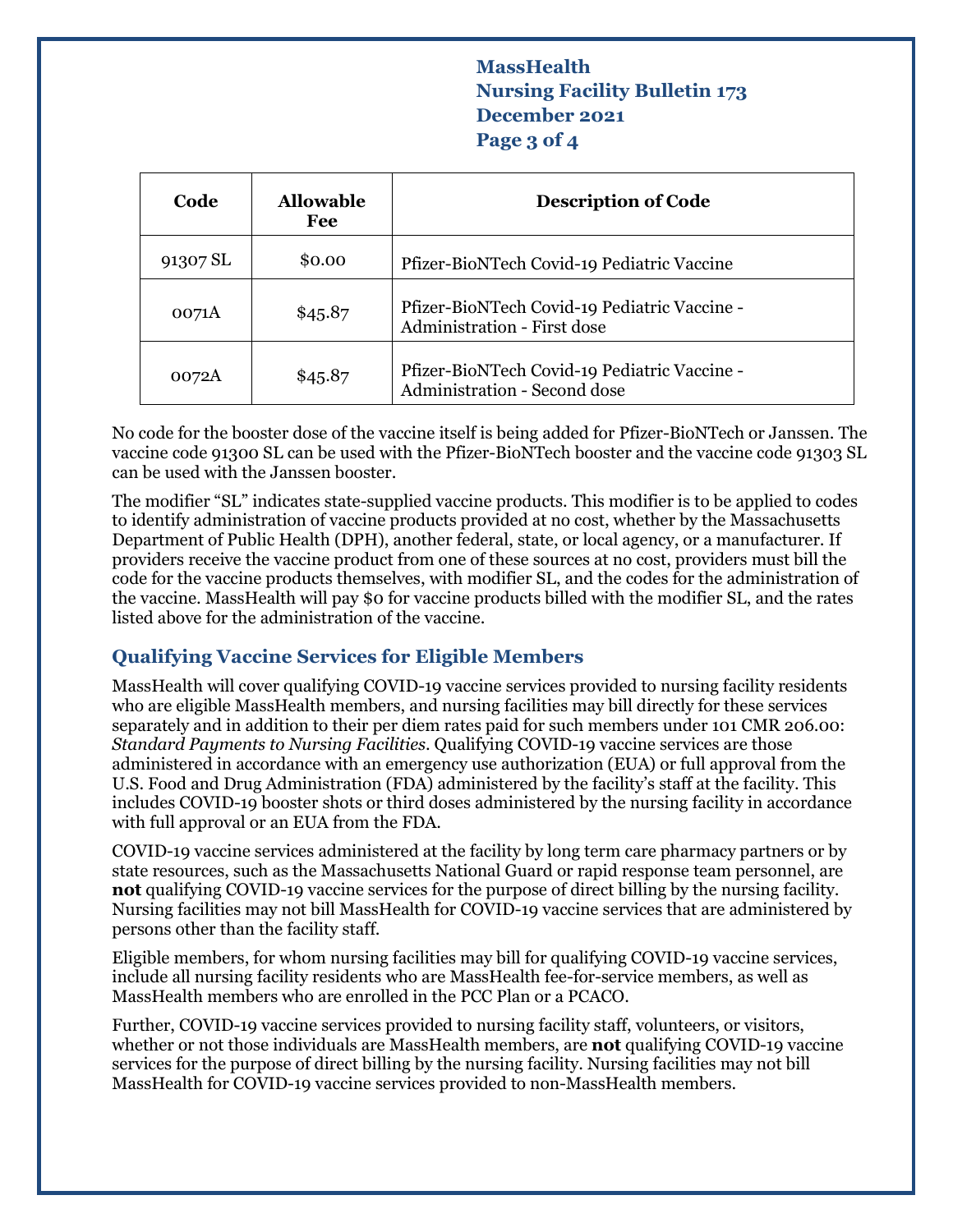| Code | Allowable Fee | Description of Code |
|---|---|---|
| 91307 SL | $0.00 | Pfizer-BioNTech Covid-19 Pediatric Vaccine |
| 0071A | $45.87 | Pfizer-BioNTech Covid-19 Pediatric Vaccine - Administration - First dose |
| 0072A | $45.87 | Pfizer-BioNTech Covid-19 Pediatric Vaccine - Administration - Second dose |

No code for the booster dose of the vaccine itself is being added for Pfizer-BioNTech or Janssen. The vaccine code 91300 SL can be used with the Pfizer-BioNTech booster and the vaccine code 91303 SL can be used with the Janssen booster.

The modifier "SL" indicates state-supplied vaccine products. This modifier is to be applied to codes to identify administration of vaccine products provided at no cost, whether by the Massachusetts Department of Public Health (DPH), another federal, state, or local agency, or a manufacturer. If providers receive the vaccine product from one of these sources at no cost, providers must bill the code for the vaccine products themselves, with modifier SL, and the codes for the administration of the vaccine. MassHealth will pay $0 for vaccine products billed with the modifier SL, and the rates listed above for the administration of the vaccine.

## Qualifying Vaccine Services for Eligible Members

MassHealth will cover qualifying COVID-19 vaccine services provided to nursing facility residents who are eligible MassHealth members, and nursing facilities may bill directly for these services separately and in addition to their per diem rates paid for such members under 101 CMR 206.00: *Standard Payments to Nursing Facilities*. Qualifying COVID-19 vaccine services are those administered in accordance with an emergency use authorization (EUA) or full approval from the U.S. Food and Drug Administration (FDA) administered by the facility's staff at the facility. This includes COVID-19 booster shots or third doses administered by the nursing facility in accordance with full approval or an EUA from the FDA.

COVID-19 vaccine services administered at the facility by long term care pharmacy partners or by state resources, such as the Massachusetts National Guard or rapid response team personnel, are **not** qualifying COVID-19 vaccine services for the purpose of direct billing by the nursing facility. Nursing facilities may not bill MassHealth for COVID-19 vaccine services that are administered by persons other than the facility staff.

Eligible members, for whom nursing facilities may bill for qualifying COVID-19 vaccine services, include all nursing facility residents who are MassHealth fee-for-service members, as well as MassHealth members who are enrolled in the PCC Plan or a PCACO.

Further, COVID-19 vaccine services provided to nursing facility staff, volunteers, or visitors, whether or not those individuals are MassHealth members, are **not** qualifying COVID-19 vaccine services for the purpose of direct billing by the nursing facility. Nursing facilities may not bill MassHealth for COVID-19 vaccine services provided to non-MassHealth members.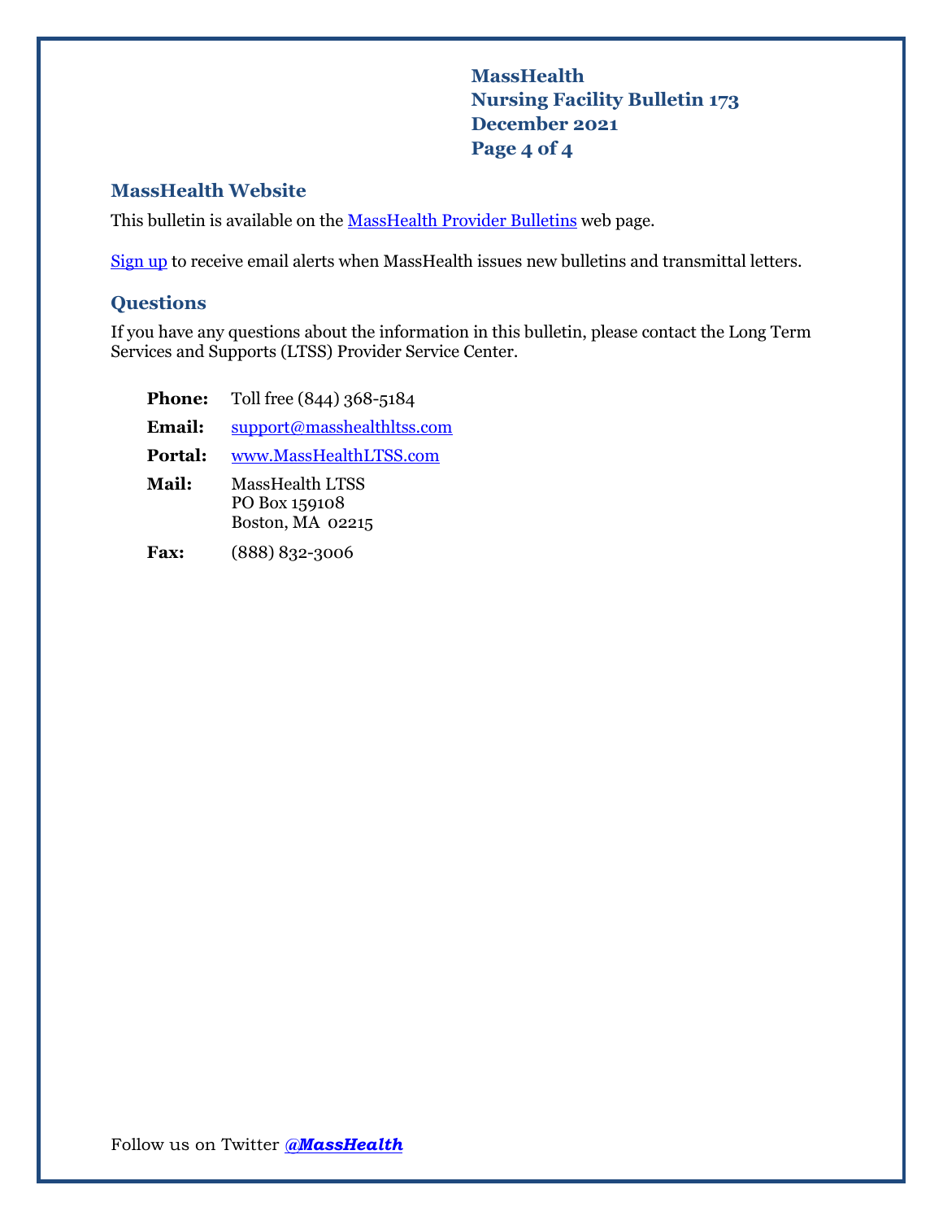## MassHealth Website

This bulletin is available on the MassHealth Provider Bulletins web page.

Sign up to receive email alerts when MassHealth issues new bulletins and transmittal letters.

## Questions

If you have any questions about the information in this bulletin, please contact the Long Term Services and Supports (LTSS) Provider Service Center.

| | |
|---|---|
| **Phone:** | Toll free (844) 368-5184 |
| **Email:** | support@masshealthltss.com |
| **Portal:** | www.MassHealthLTSS.com |
| **Mail:** | MassHealth LTSS<br>PO Box 159108<br>Boston, MA 02215 |
| **Fax:** | (888) 832-3006 |

Follow us on Twitter ***@MassHealth***